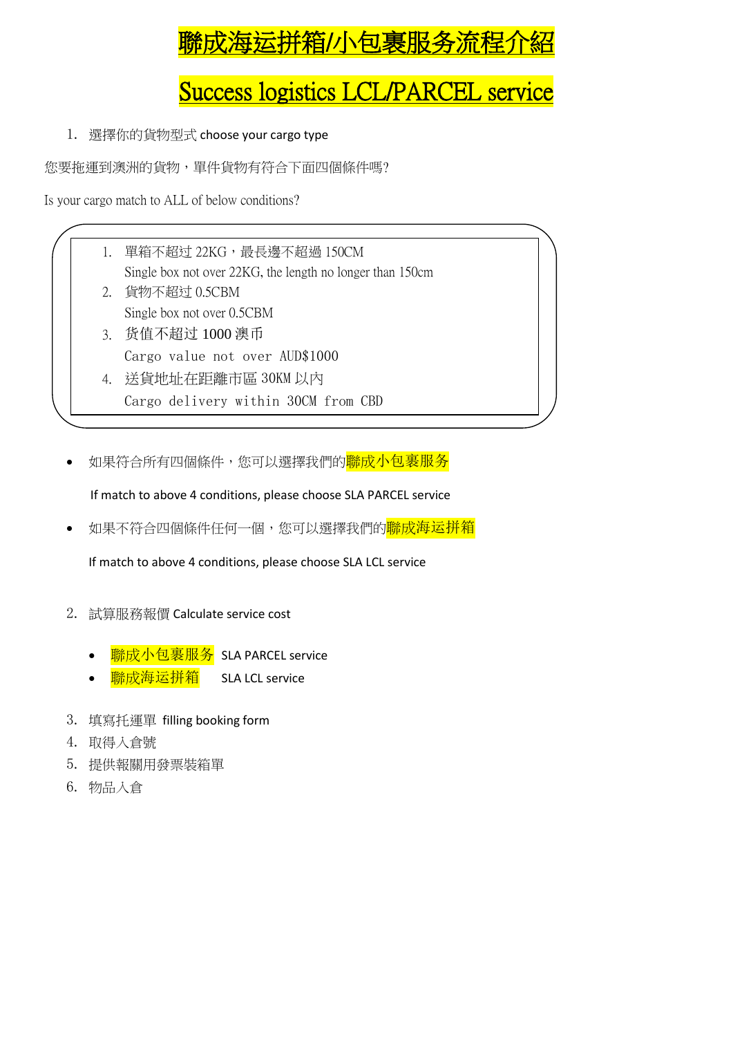# 聯成海运拼箱/小包裹服务流程介紹

# Success logistics LCL/PARCEL service

1. 選擇你的貨物型式 choose your cargo type

您要拖運到澳洲的貨物，單件貨物有符合下面四個條件嗎?

Is your cargo match to ALL of below conditions?

> 1. 單箱不超过 22KG，最長邊不超過 150CM
>    Single box not over 22KG, the length no longer than 150cm
> 2. 貨物不超过 0.5CBM
>    Single box not over 0.5CBM
> 3. 货值不超过 1000 澳币
>    Cargo value not over AUD$1000
> 4. 送貨地址在距離市區 30KM 以内
>    Cargo delivery within 30CM from CBD

- 如果符合所有四個條件，您可以選擇我們的**聯成小包裹服务**

  If match to above 4 conditions, please choose SLA PARCEL service

- 如果不符合四個條件任何一個，您可以選擇我們的**聯成海运拼箱**

  If match to above 4 conditions, please choose SLA LCL service

2. 試算服務報價 Calculate service cost

   - **聯成小包裹服务** SLA PARCEL service
   - **聯成海运拼箱** SLA LCL service

3. 填寫托運單 filling booking form
4. 取得入倉號
5. 提供報關用發票裝箱單
6. 物品入倉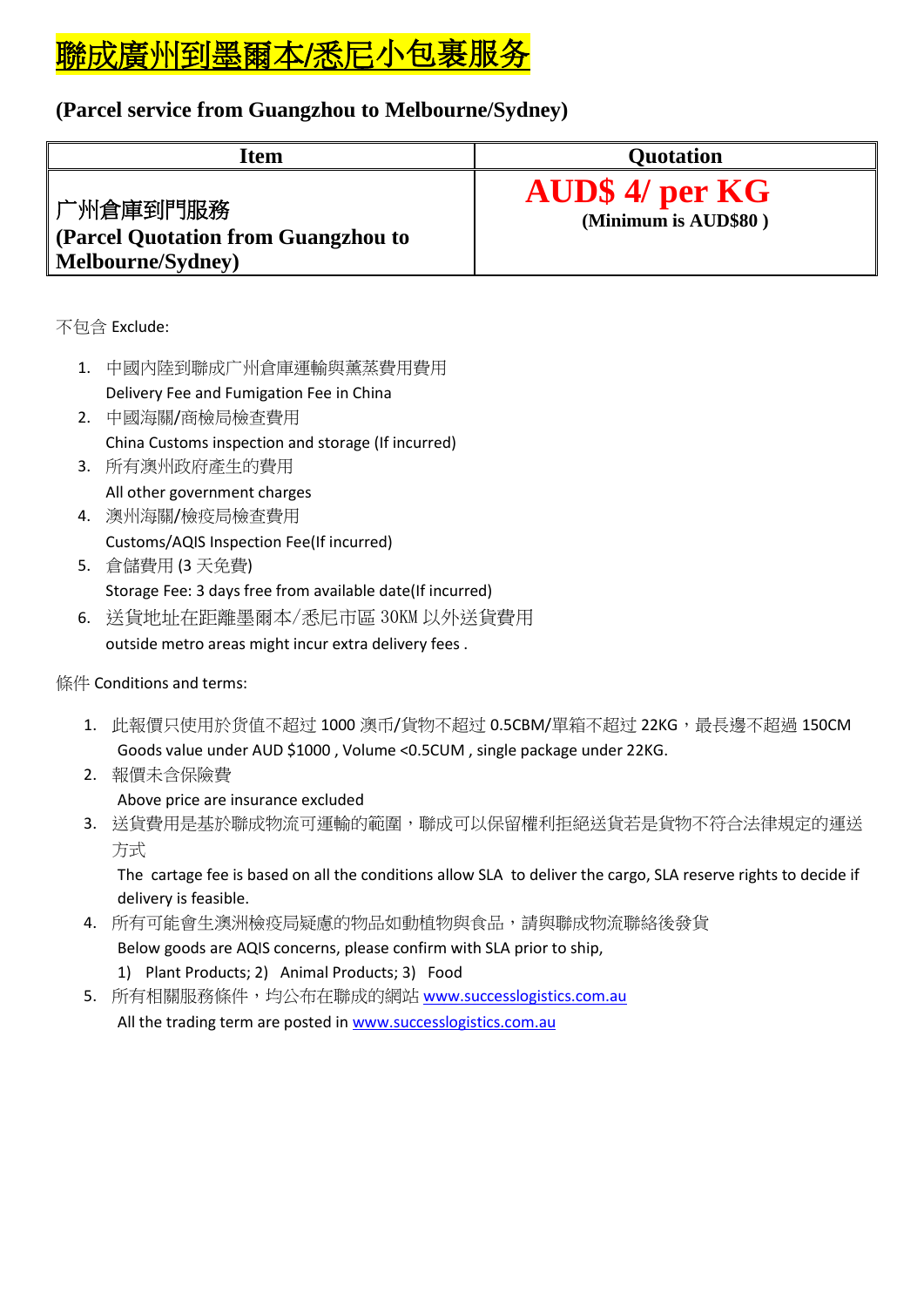# 聯成廣州到墨爾本/悉尼小包裹服務

## (Parcel service from Guangzhou to Melbourne/Sydney)

| Item | Quotation |
|---|---|
| 广州倉庫到門服務<br>**(Parcel Quotation from Guangzhou to Melbourne/Sydney)** | **AUD$ 4/ per KG**<br>**(Minimum is AUD$80 )** |

不包含 Exclude:

1. 中國內陸到聯成广州倉庫運輸與薰蒸費用費用
   Delivery Fee and Fumigation Fee in China
2. 中國海關/商檢局檢查費用
   China Customs inspection and storage (If incurred)
3. 所有澳州政府產生的費用
   All other government charges
4. 澳州海關/檢疫局檢查費用
   Customs/AQIS Inspection Fee(If incurred)
5. 倉儲費用 (3 天免費)
   Storage Fee: 3 days free from available date(If incurred)
6. 送貨地址在距離墨爾本/悉尼市區 30KM 以外送貨費用
   outside metro areas might incur extra delivery fees .

條件 Conditions and terms:

1. 此報價只使用於货值不超过 1000 澳币/貨物不超过 0.5CBM/單箱不超过 22KG，最長邊不超過 150CM
   Goods value under AUD $1000 , Volume <0.5CUM , single package under 22KG.
2. 報價未含保險費
   Above price are insurance excluded
3. 送貨費用是基於聯成物流可運輸的範圍，聯成可以保留權利拒絕送貨若是貨物不符合法律規定的運送方式
   The cartage fee is based on all the conditions allow SLA to deliver the cargo, SLA reserve rights to decide if delivery is feasible.
4. 所有可能會生澳洲檢疫局疑慮的物品如動植物與食品，請與聯成物流聯絡後發貨
   Below goods are AQIS concerns, please confirm with SLA prior to ship,
   1) Plant Products; 2) Animal Products; 3) Food
5. 所有相關服務條件，均公布在聯成的網站 www.successlogistics.com.au
   All the trading term are posted in www.successlogistics.com.au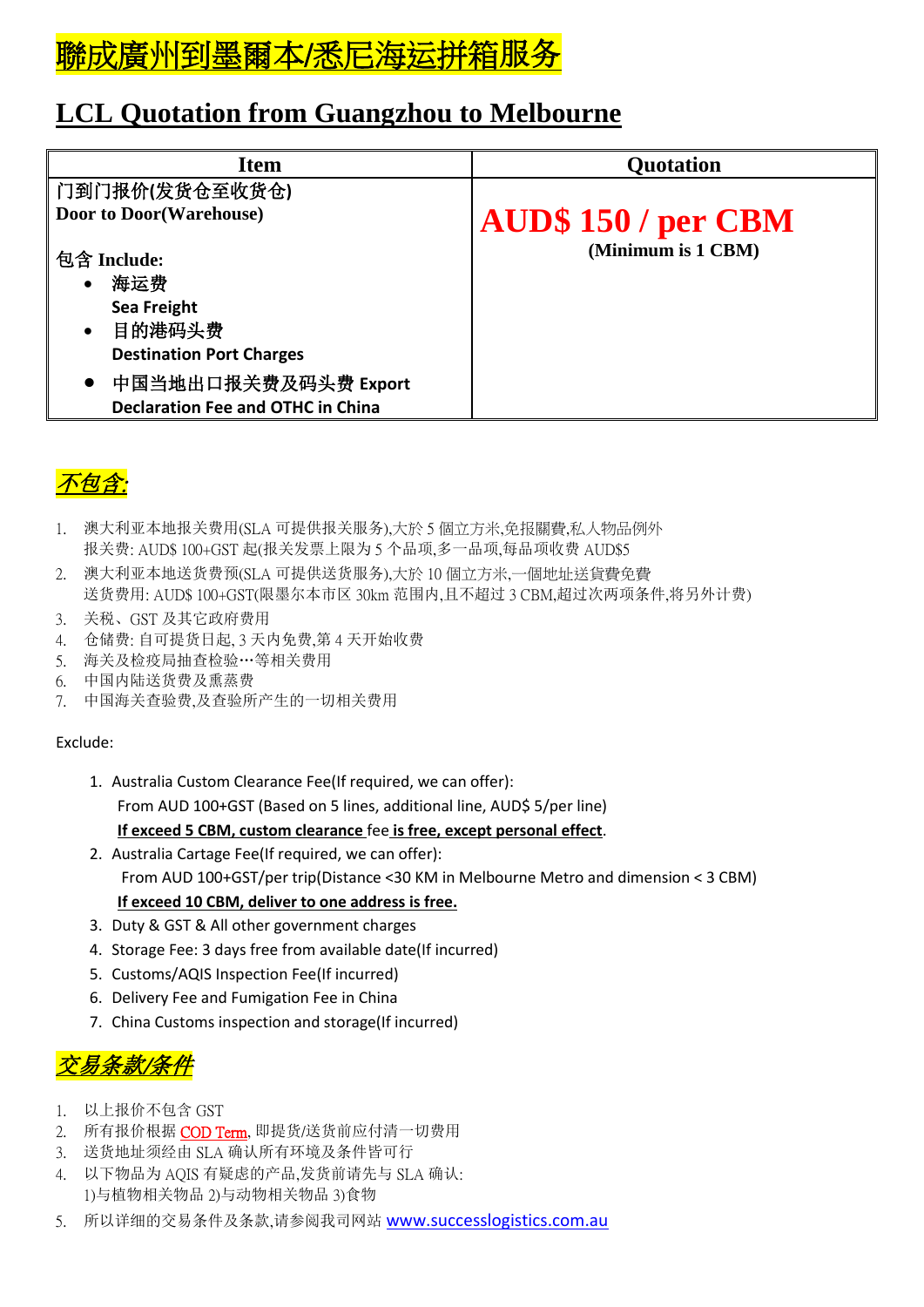# 聯成廣州到墨爾本/悉尼海运拼箱服务

## LCL Quotation from Guangzhou to Melbourne

| Item | Quotation |
|---|---|
| 门到门报价(发货仓至收货仓)<br>**Door to Door(Warehouse)**<br><br>包含 **Include:**<br>• 海运费<br>**Sea Freight**<br>• 目的港码头费<br>**Destination Port Charges**<br>• 中国当地出口报关费及码头费 **Export Declaration Fee and OTHC in China** | **AUD$ 150 / per CBM**<br>**(Minimum is 1 CBM)** |

## *不包含:*

1. 澳大利亚本地报关费用(SLA 可提供报关服务),大於 5 個立方米,免报關費,私人物品例外
   报关费: AUD$ 100+GST 起(报关发票上限为 5 个品项,多一品项,每品项收费 AUD$5
2. 澳大利亚本地送货费预(SLA 可提供送货服务),大於 10 個立方米,一個地址送貨費免費
   送货费用: AUD$ 100+GST(限墨尔本市区 30km 范围内,且不超过 3 CBM,超过次两项条件,将另外计费)
3. 关税、GST 及其它政府费用
4. 仓储费: 自可提货日起, 3 天内免费,第 4 天开始收费
5. 海关及检疫局抽查检验…等相关费用
6. 中国内陆送货费及熏蒸费
7. 中国海关查验费,及查验所产生的一切相关费用

Exclude:

1. Australia Custom Clearance Fee(If required, we can offer):
   From AUD 100+GST (Based on 5 lines, additional line, AUD$ 5/per line)
   **If exceed 5 CBM, custom clearance fee is free, except personal effect.**
2. Australia Cartage Fee(If required, we can offer):
   From AUD 100+GST/per trip(Distance <30 KM in Melbourne Metro and dimension < 3 CBM)
   **If exceed 10 CBM, deliver to one address is free.**
3. Duty & GST & All other government charges
4. Storage Fee: 3 days free from available date(If incurred)
5. Customs/AQIS Inspection Fee(If incurred)
6. Delivery Fee and Fumigation Fee in China
7. China Customs inspection and storage(If incurred)

## *交易条款/条件*

1. 以上报价不包含 GST
2. 所有报价根据 COD Term, 即提货/送货前应付清一切费用
3. 送货地址须经由 SLA 确认所有环境及条件皆可行
4. 以下物品为 AQIS 有疑虑的产品,发货前请先与 SLA 确认:
   1)与植物相关物品 2)与动物相关物品 3)食物
5. 所以详细的交易条件及条款,请参阅我司网站 www.successlogistics.com.au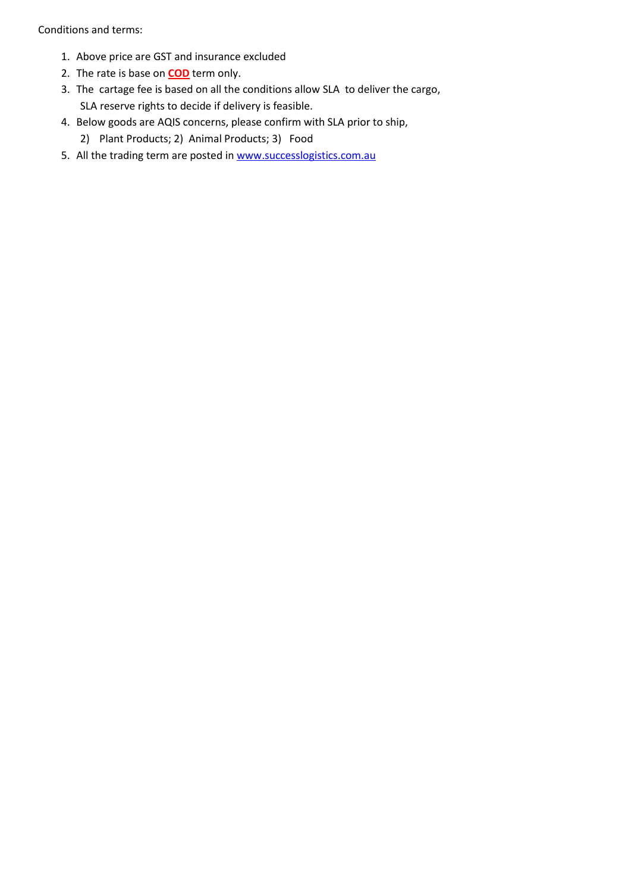Conditions and terms:

1. Above price are GST and insurance excluded
2. The rate is base on **COD** term only.
3. The cartage fee is based on all the conditions allow SLA to deliver the cargo, SLA reserve rights to decide if delivery is feasible.
4. Below goods are AQIS concerns, please confirm with SLA prior to ship,
   2) Plant Products; 2) Animal Products; 3) Food
5. All the trading term are posted in www.successlogistics.com.au